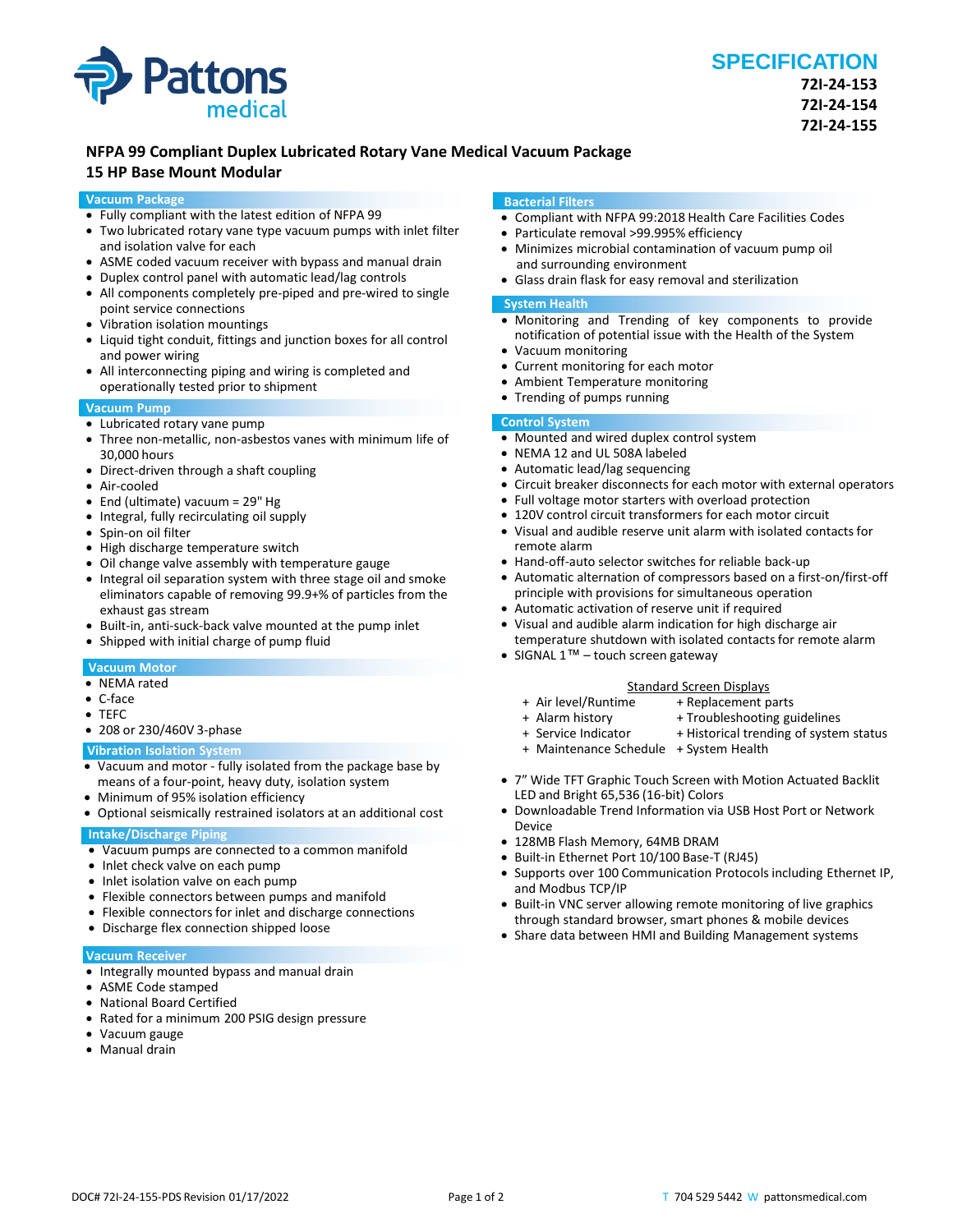# SPECIFICATION

**72I-24-153**
**72I-24-154**
**72I-24-155**

## NFPA 99 Compliant Duplex Lubricated Rotary Vane Medical Vacuum Package
## 15 HP Base Mount Modular

### Vacuum Package

- Fully compliant with the latest edition of NFPA 99
- Two lubricated rotary vane type vacuum pumps with inlet filter and isolation valve for each
- ASME coded vacuum receiver with bypass and manual drain
- Duplex control panel with automatic lead/lag controls
- All components completely pre-piped and pre-wired to single point service connections
- Vibration isolation mountings
- Liquid tight conduit, fittings and junction boxes for all control and power wiring
- All interconnecting piping and wiring is completed and operationally tested prior to shipment

### Vacuum Pump

- Lubricated rotary vane pump
- Three non-metallic, non-asbestos vanes with minimum life of 30,000 hours
- Direct-driven through a shaft coupling
- Air-cooled
- End (ultimate) vacuum = 29" Hg
- Integral, fully recirculating oil supply
- Spin-on oil filter
- High discharge temperature switch
- Oil change valve assembly with temperature gauge
- Integral oil separation system with three stage oil and smoke eliminators capable of removing 99.9+% of particles from the exhaust gas stream
- Built-in, anti-suck-back valve mounted at the pump inlet
- Shipped with initial charge of pump fluid

### Vacuum Motor

- NEMA rated
- C-face
- TEFC
- 208 or 230/460V 3-phase

### Vibration Isolation System

- Vacuum and motor - fully isolated from the package base by means of a four-point, heavy duty, isolation system
- Minimum of 95% isolation efficiency
- Optional seismically restrained isolators at an additional cost

### Intake/Discharge Piping

- Vacuum pumps are connected to a common manifold
- Inlet check valve on each pump
- Inlet isolation valve on each pump
- Flexible connectors between pumps and manifold
- Flexible connectors for inlet and discharge connections
- Discharge flex connection shipped loose

### Vacuum Receiver

- Integrally mounted bypass and manual drain
- ASME Code stamped
- National Board Certified
- Rated for a minimum 200 PSIG design pressure
- Vacuum gauge
- Manual drain

### Bacterial Filters

- Compliant with NFPA 99:2018 Health Care Facilities Codes
- Particulate removal >99.995% efficiency
- Minimizes microbial contamination of vacuum pump oil and surrounding environment
- Glass drain flask for easy removal and sterilization

### System Health

- Monitoring and Trending of key components to provide notification of potential issue with the Health of the System
- Vacuum monitoring
- Current monitoring for each motor
- Ambient Temperature monitoring
- Trending of pumps running

### Control System

- Mounted and wired duplex control system
- NEMA 12 and UL 508A labeled
- Automatic lead/lag sequencing
- Circuit breaker disconnects for each motor with external operators
- Full voltage motor starters with overload protection
- 120V control circuit transformers for each motor circuit
- Visual and audible reserve unit alarm with isolated contacts for remote alarm
- Hand-off-auto selector switches for reliable back-up
- Automatic alternation of compressors based on a first-on/first-off principle with provisions for simultaneous operation
- Automatic activation of reserve unit if required
- Visual and audible alarm indication for high discharge air temperature shutdown with isolated contacts for remote alarm
- SIGNAL 1™ – touch screen gateway

Standard Screen Displays

- + Air level/Runtime
- + Alarm history
- + Service Indicator
- + Maintenance Schedule
- + Replacement parts
- + Troubleshooting guidelines
- + Historical trending of system status
- + System Health

- 7" Wide TFT Graphic Touch Screen with Motion Actuated Backlit LED and Bright 65,536 (16-bit) Colors
- Downloadable Trend Information via USB Host Port or Network Device
- 128MB Flash Memory, 64MB DRAM
- Built-in Ethernet Port 10/100 Base-T (RJ45)
- Supports over 100 Communication Protocols including Ethernet IP, and Modbus TCP/IP
- Built-in VNC server allowing remote monitoring of live graphics through standard browser, smart phones & mobile devices
- Share data between HMI and Building Management systems

DOC# 72I-24-155-PDS Revision 01/17/2022 T 704 529 5442 W pattonsmedical.com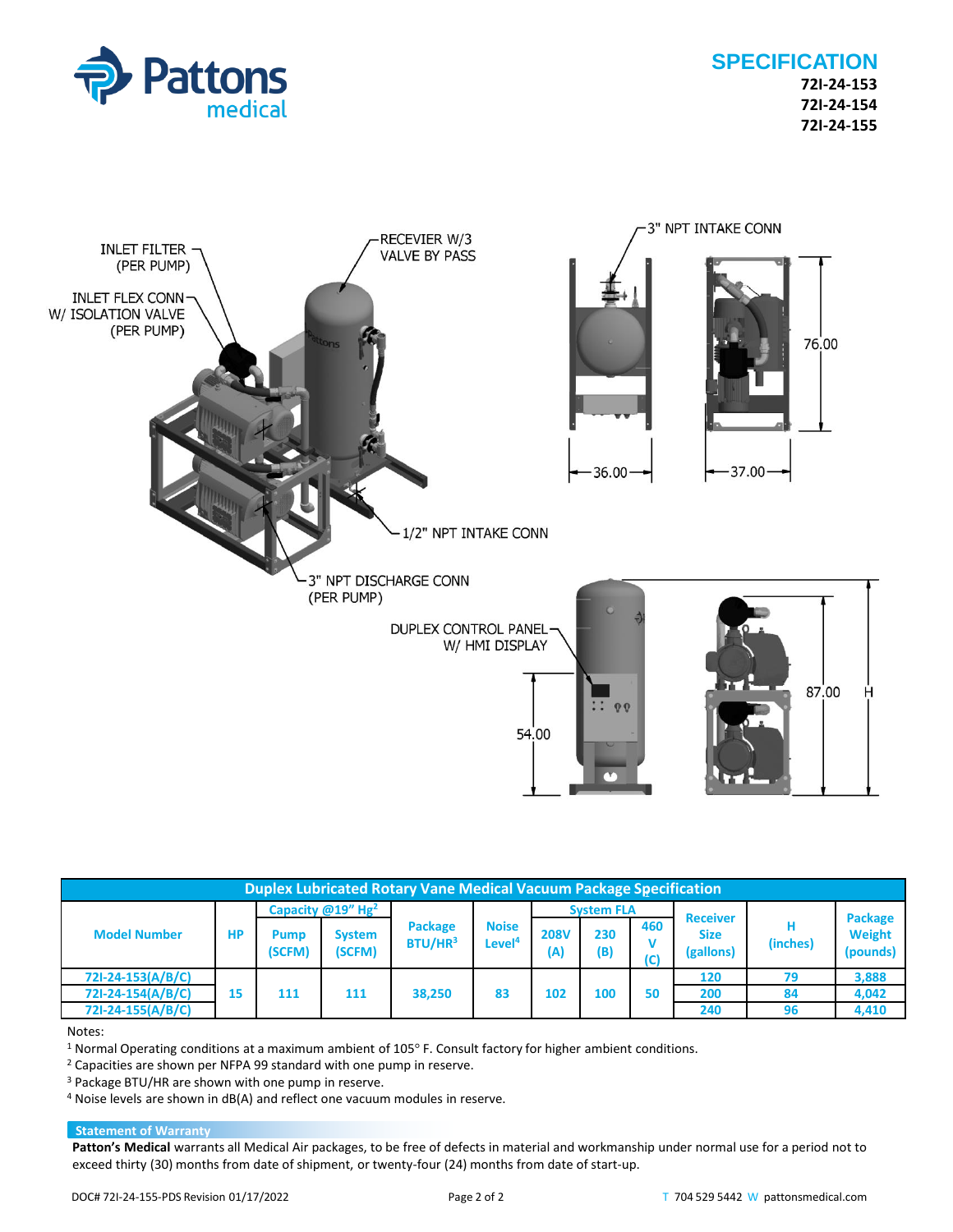# SPECIFICATION

**72I-24-153**
**72I-24-154**
**72I-24-155**

INLET FILTER (PER PUMP)

INLET FLEX CONN W/ ISOLATION VALVE (PER PUMP)

RECEVIER W/3 VALVE BY PASS

3" NPT INTAKE CONN

1/2" NPT INTAKE CONN

3" NPT DISCHARGE CONN (PER PUMP)

DUPLEX CONTROL PANEL W/ HMI DISPLAY

76.00

36.00

37.00

54.00

87.00

H

| Duplex Lubricated Rotary Vane Medical Vacuum Package Specification | | | | | | | | | | | |
|---|---|---|---|---|---|---|---|---|---|---|---|
| Model Number | HP | Capacity @19" Hg[2] | | Package BTU/HR[3] | Noise Level[4] | System FLA | | | Receiver Size (gallons) | H (inches) | Package Weight (pounds) |
| | | Pump (SCFM) | System (SCFM) | | | 208V (A) | 230 (B) | 460 V (C) | | | |
| 72I-24-153(A/B/C) | 15 | 111 | 111 | 38,250 | 83 | 102 | 100 | 50 | 120 | 79 | 3,888 |
| 72I-24-154(A/B/C) | | | | | | | | | 200 | 84 | 4,042 |
| 72I-24-155(A/B/C) | | | | | | | | | 240 | 96 | 4,410 |

Notes:

[1] Normal Operating conditions at a maximum ambient of 105° F. Consult factory for higher ambient conditions.

[2] Capacities are shown per NFPA 99 standard with one pump in reserve.

[3] Package BTU/HR are shown with one pump in reserve.

[4] Noise levels are shown in dB(A) and reflect one vacuum modules in reserve.

## Statement of Warranty

**Patton's Medical** warrants all Medical Air packages, to be free of defects in material and workmanship under normal use for a period not to exceed thirty (30) months from date of shipment, or twenty-four (24) months from date of start-up.

DOC# 72I-24-155-PDS Revision 01/17/2022

T 704 529 5442 W pattonsmedical.com